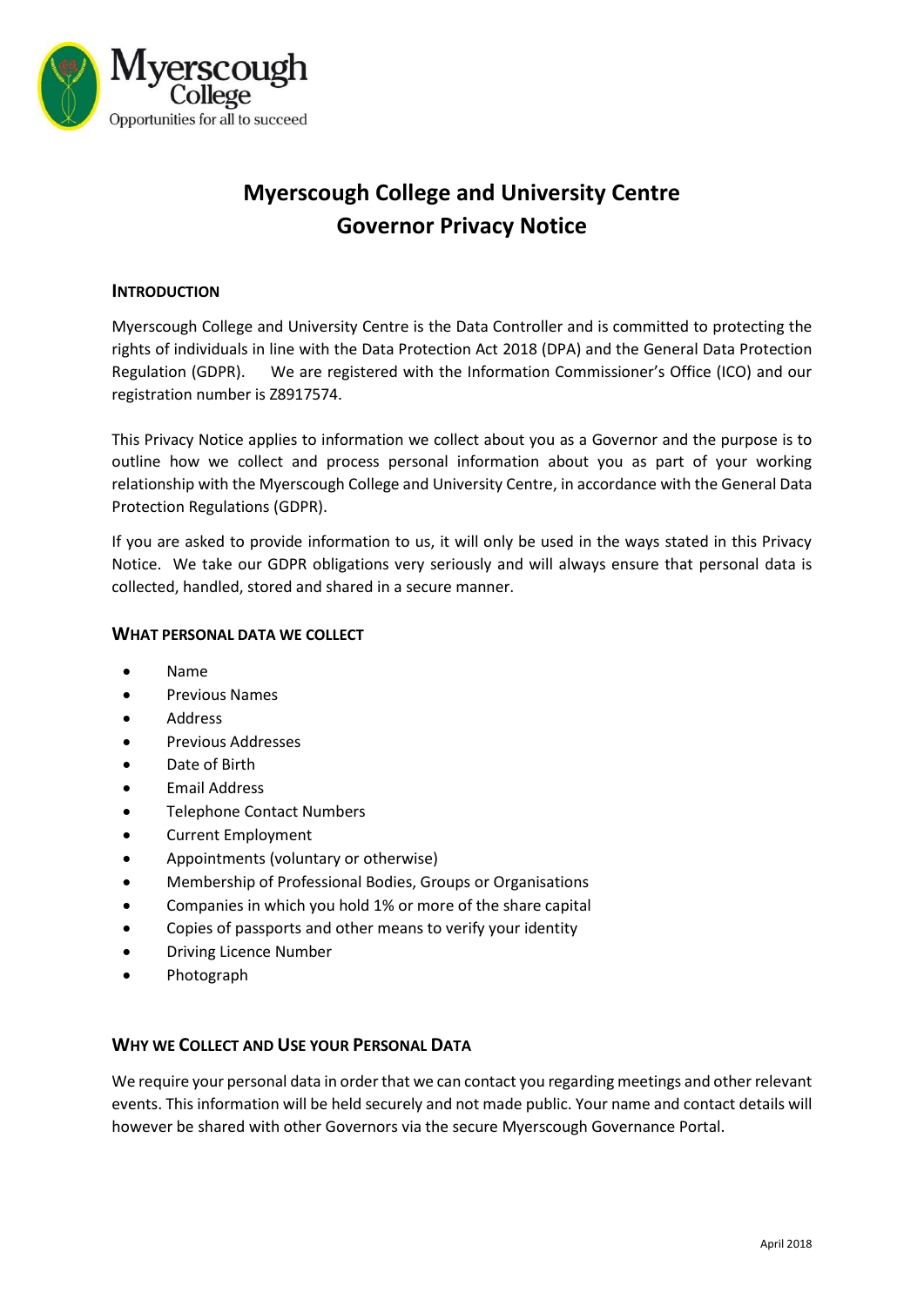Myerscough College

Opportunities for all to succeed

# Myerscough College and University Centre
# Governor Privacy Notice

## INTRODUCTION

Myerscough College and University Centre is the Data Controller and is committed to protecting the rights of individuals in line with the Data Protection Act 2018 (DPA) and the General Data Protection Regulation (GDPR). We are registered with the Information Commissioner's Office (ICO) and our registration number is Z8917574.

This Privacy Notice applies to information we collect about you as a Governor and the purpose is to outline how we collect and process personal information about you as part of your working relationship with the Myerscough College and University Centre, in accordance with the General Data Protection Regulations (GDPR).

If you are asked to provide information to us, it will only be used in the ways stated in this Privacy Notice. We take our GDPR obligations very seriously and will always ensure that personal data is collected, handled, stored and shared in a secure manner.

## WHAT PERSONAL DATA WE COLLECT

- Name
- Previous Names
- Address
- Previous Addresses
- Date of Birth
- Email Address
- Telephone Contact Numbers
- Current Employment
- Appointments (voluntary or otherwise)
- Membership of Professional Bodies, Groups or Organisations
- Companies in which you hold 1% or more of the share capital
- Copies of passports and other means to verify your identity
- Driving Licence Number
- Photograph

## WHY WE COLLECT AND USE YOUR PERSONAL DATA

We require your personal data in order that we can contact you regarding meetings and other relevant events. This information will be held securely and not made public. Your name and contact details will however be shared with other Governors via the secure Myerscough Governance Portal.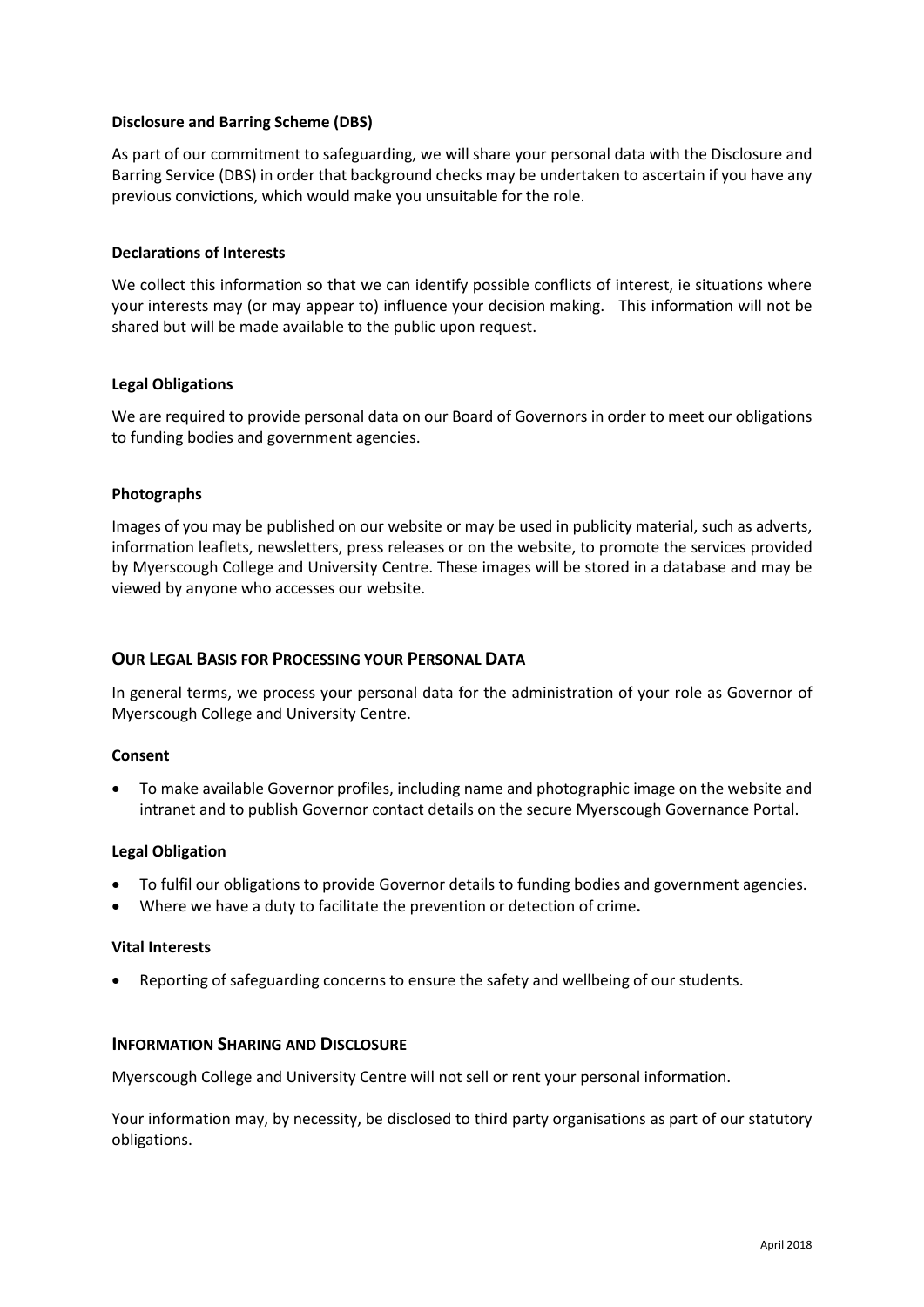**Disclosure and Barring Scheme (DBS)**

As part of our commitment to safeguarding, we will share your personal data with the Disclosure and Barring Service (DBS) in order that background checks may be undertaken to ascertain if you have any previous convictions, which would make you unsuitable for the role.

**Declarations of Interests**

We collect this information so that we can identify possible conflicts of interest, ie situations where your interests may (or may appear to) influence your decision making. This information will not be shared but will be made available to the public upon request.

**Legal Obligations**

We are required to provide personal data on our Board of Governors in order to meet our obligations to funding bodies and government agencies.

**Photographs**

Images of you may be published on our website or may be used in publicity material, such as adverts, information leaflets, newsletters, press releases or on the website, to promote the services provided by Myerscough College and University Centre. These images will be stored in a database and may be viewed by anyone who accesses our website.

## Our Legal Basis for Processing your Personal Data

In general terms, we process your personal data for the administration of your role as Governor of Myerscough College and University Centre.

**Consent**

- To make available Governor profiles, including name and photographic image on the website and intranet and to publish Governor contact details on the secure Myerscough Governance Portal.

**Legal Obligation**

- To fulfil our obligations to provide Governor details to funding bodies and government agencies.
- Where we have a duty to facilitate the prevention or detection of crime**.**

**Vital Interests**

- Reporting of safeguarding concerns to ensure the safety and wellbeing of our students.

## Information Sharing and Disclosure

Myerscough College and University Centre will not sell or rent your personal information.

Your information may, by necessity, be disclosed to third party organisations as part of our statutory obligations.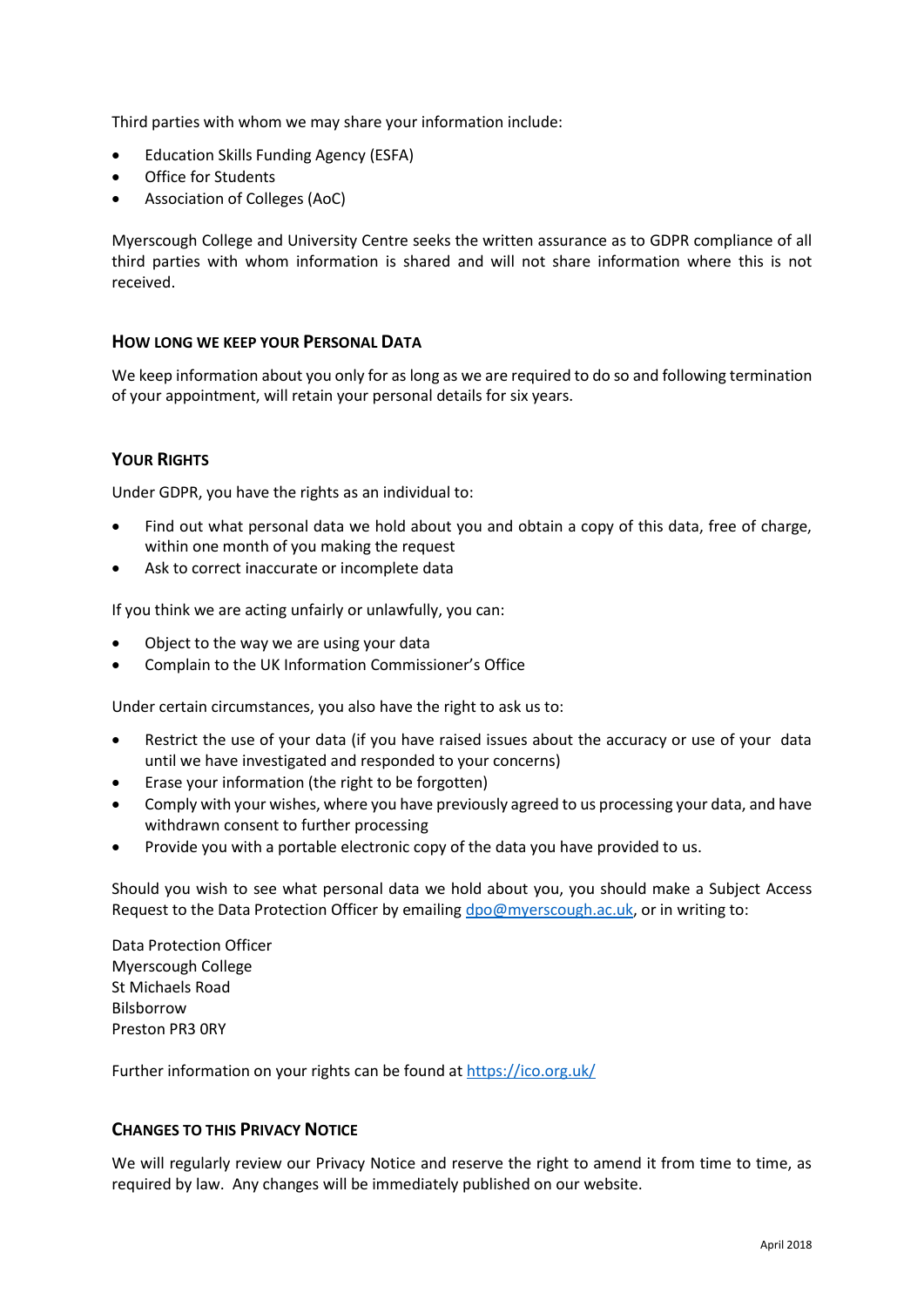Third parties with whom we may share your information include:

- Education Skills Funding Agency (ESFA)
- Office for Students
- Association of Colleges (AoC)

Myerscough College and University Centre seeks the written assurance as to GDPR compliance of all third parties with whom information is shared and will not share information where this is not received.

## How long we keep your Personal Data

We keep information about you only for as long as we are required to do so and following termination of your appointment, will retain your personal details for six years.

## Your Rights

Under GDPR, you have the rights as an individual to:

- Find out what personal data we hold about you and obtain a copy of this data, free of charge, within one month of you making the request
- Ask to correct inaccurate or incomplete data

If you think we are acting unfairly or unlawfully, you can:

- Object to the way we are using your data
- Complain to the UK Information Commissioner's Office

Under certain circumstances, you also have the right to ask us to:

- Restrict the use of your data (if you have raised issues about the accuracy or use of your data until we have investigated and responded to your concerns)
- Erase your information (the right to be forgotten)
- Comply with your wishes, where you have previously agreed to us processing your data, and have withdrawn consent to further processing
- Provide you with a portable electronic copy of the data you have provided to us.

Should you wish to see what personal data we hold about you, you should make a Subject Access Request to the Data Protection Officer by emailing [dpo@myerscough.ac.uk](mailto:dpo@myerscough.ac.uk), or in writing to:

Data Protection Officer  
Myerscough College  
St Michaels Road  
Bilsborrow  
Preston PR3 0RY

Further information on your rights can be found at [https://ico.org.uk/](https://ico.org.uk/)

## Changes to this Privacy Notice

We will regularly review our Privacy Notice and reserve the right to amend it from time to time, as required by law. Any changes will be immediately published on our website.

April 2018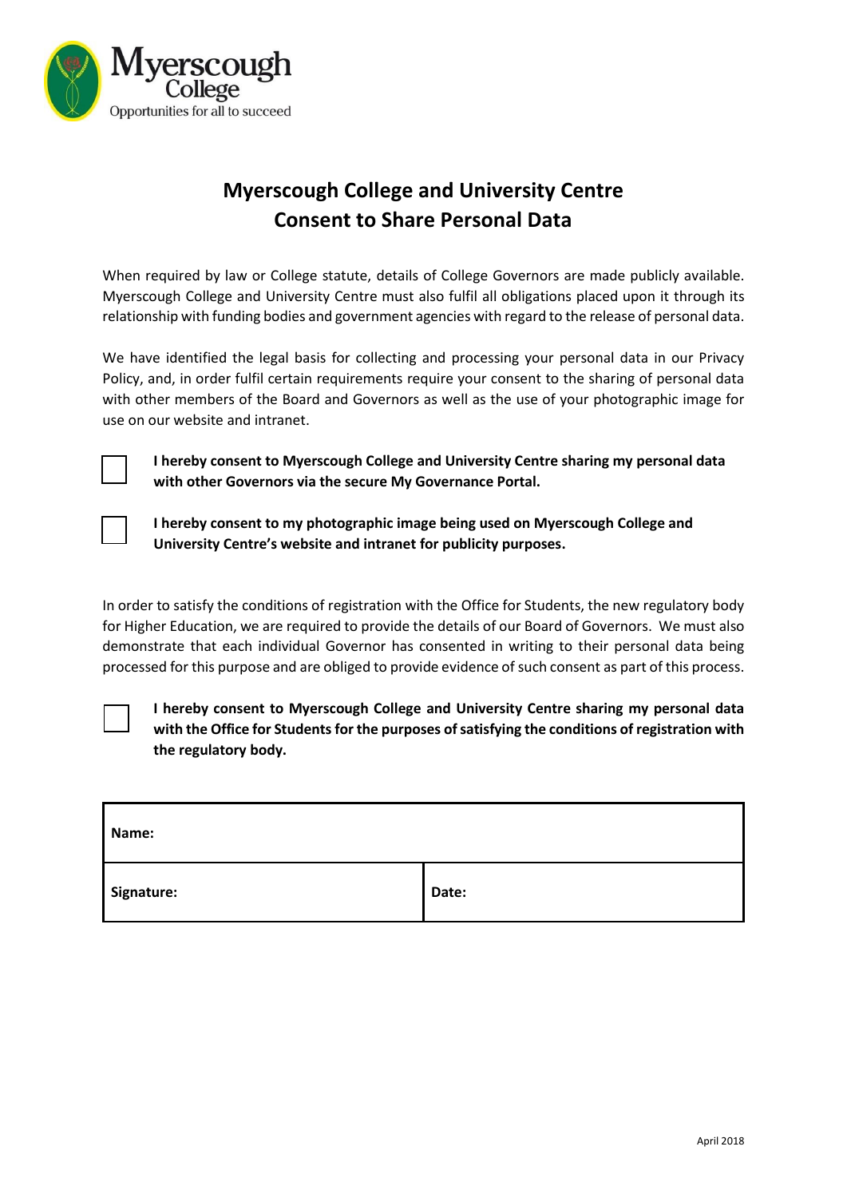Myerscough College

Opportunities for all to succeed

# Myerscough College and University Centre
# Consent to Share Personal Data

When required by law or College statute, details of College Governors are made publicly available. Myerscough College and University Centre must also fulfil all obligations placed upon it through its relationship with funding bodies and government agencies with regard to the release of personal data.

We have identified the legal basis for collecting and processing your personal data in our Privacy Policy, and, in order fulfil certain requirements require your consent to the sharing of personal data with other members of the Board and Governors as well as the use of your photographic image for use on our website and intranet.

☐ **I hereby consent to Myerscough College and University Centre sharing my personal data with other Governors via the secure My Governance Portal.**

☐ **I hereby consent to my photographic image being used on Myerscough College and University Centre's website and intranet for publicity purposes.**

In order to satisfy the conditions of registration with the Office for Students, the new regulatory body for Higher Education, we are required to provide the details of our Board of Governors. We must also demonstrate that each individual Governor has consented in writing to their personal data being processed for this purpose and are obliged to provide evidence of such consent as part of this process.

☐ **I hereby consent to Myerscough College and University Centre sharing my personal data with the Office for Students for the purposes of satisfying the conditions of registration with the regulatory body.**

| | |
|---|---|
| **Name:** | |
| **Signature:** | **Date:** |

April 2018